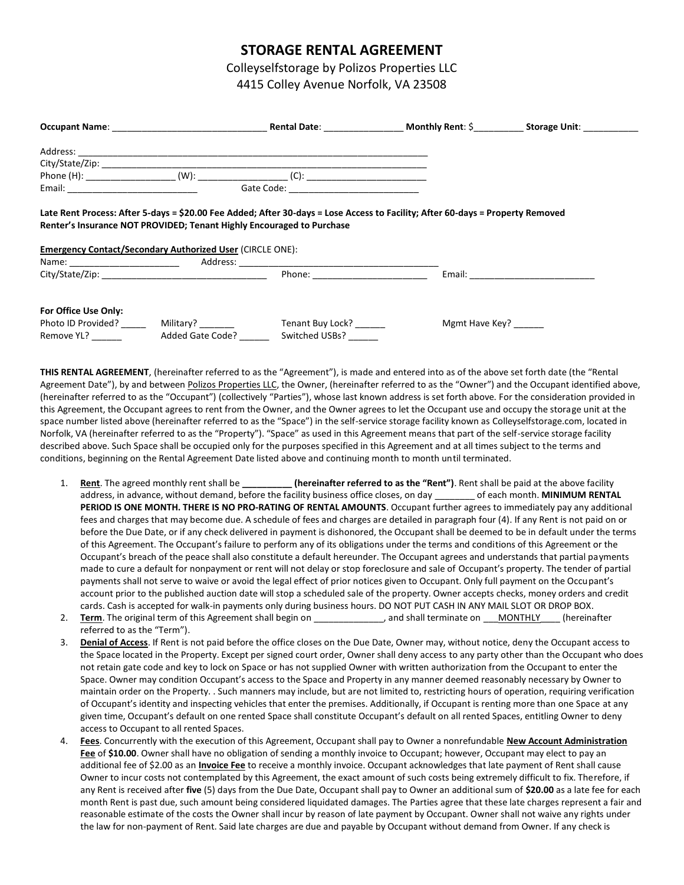# STORAGE RENTAL AGREEMENT

Colleyselfstorage by Polizos Properties LLC
4415 Colley Avenue Norfolk, VA 23508

**Occupant Name**: ______________________________ **Rental Date**: _______________ **Monthly Rent**: $_________ **Storage Unit**: ___________

Address: ______________________________________________________________________
City/State/Zip: __________________________________________________________________
Phone (H): _________________ (W): _________________ (C): ________________________
Email: _________________________ Gate Code: _________________________

**Late Rent Process: After 5-days = $20.00 Fee Added; After 30-days = Lose Access to Facility; After 60-days = Property Removed**
**Renter's Insurance NOT PROVIDED; Tenant Highly Encouraged to Purchase**

**Emergency Contact/Secondary Authorized User** (CIRCLE ONE):
Name: _____________________ Address: ________________________________________
City/State/Zip: ________________________________ Phone: _______________________ Email: _________________________

**For Office Use Only:**
Photo ID Provided? _____ Military? _______ Tenant Buy Lock? ______ Mgmt Have Key? ______
Remove YL? ______ Added Gate Code? ______ Switched USBs? ______

**THIS RENTAL AGREEMENT**, (hereinafter referred to as the "Agreement"), is made and entered into as of the above set forth date (the "Rental Agreement Date"), by and between Polizos Properties LLC, the Owner, (hereinafter referred to as the "Owner") and the Occupant identified above, (hereinafter referred to as the "Occupant") (collectively "Parties"), whose last known address is set forth above. For the consideration provided in this Agreement, the Occupant agrees to rent from the Owner, and the Owner agrees to let the Occupant use and occupy the storage unit at the space number listed above (hereinafter referred to as the "Space") in the self-service storage facility known as Colleyselfstorage.com, located in Norfolk, VA (hereinafter referred to as the "Property"). "Space" as used in this Agreement means that part of the self-service storage facility described above. Such Space shall be occupied only for the purposes specified in this Agreement and at all times subject to the terms and conditions, beginning on the Rental Agreement Date listed above and continuing month to month until terminated.

1. **Rent**. The agreed monthly rent shall be **__________ (hereinafter referred to as the "Rent")**. Rent shall be paid at the above facility address, in advance, without demand, before the facility business office closes, on day ________ of each month. **MINIMUM RENTAL PERIOD IS ONE MONTH. THERE IS NO PRO-RATING OF RENTAL AMOUNTS**. Occupant further agrees to immediately pay any additional fees and charges that may become due. A schedule of fees and charges are detailed in paragraph four (4). If any Rent is not paid on or before the Due Date, or if any check delivered in payment is dishonored, the Occupant shall be deemed to be in default under the terms of this Agreement. The Occupant's failure to perform any of its obligations under the terms and conditions of this Agreement or the Occupant's breach of the peace shall also constitute a default hereunder. The Occupant agrees and understands that partial payments made to cure a default for nonpayment or rent will not delay or stop foreclosure and sale of Occupant's property. The tender of partial payments shall not serve to waive or avoid the legal effect of prior notices given to Occupant. Only full payment on the Occupant's account prior to the published auction date will stop a scheduled sale of the property. Owner accepts checks, money orders and credit cards. Cash is accepted for walk-in payments only during business hours. DO NOT PUT CASH IN ANY MAIL SLOT OR DROP BOX.
2. **Term**. The original term of this Agreement shall begin on ______________, and shall terminate on ___MONTHLY____ (hereinafter referred to as the "Term").
3. **Denial of Access**. If Rent is not paid before the office closes on the Due Date, Owner may, without notice, deny the Occupant access to the Space located in the Property. Except per signed court order, Owner shall deny access to any party other than the Occupant who does not retain gate code and key to lock on Space or has not supplied Owner with written authorization from the Occupant to enter the Space. Owner may condition Occupant's access to the Space and Property in any manner deemed reasonably necessary by Owner to maintain order on the Property. . Such manners may include, but are not limited to, restricting hours of operation, requiring verification of Occupant's identity and inspecting vehicles that enter the premises. Additionally, if Occupant is renting more than one Space at any given time, Occupant's default on one rented Space shall constitute Occupant's default on all rented Spaces, entitling Owner to deny access to Occupant to all rented Spaces.
4. **Fees**. Concurrently with the execution of this Agreement, Occupant shall pay to Owner a nonrefundable **New Account Administration Fee** of **$10.00**. Owner shall have no obligation of sending a monthly invoice to Occupant; however, Occupant may elect to pay an additional fee of $2.00 as an **Invoice Fee** to receive a monthly invoice. Occupant acknowledges that late payment of Rent shall cause Owner to incur costs not contemplated by this Agreement, the exact amount of such costs being extremely difficult to fix. Therefore, if any Rent is received after **five** (5) days from the Due Date, Occupant shall pay to Owner an additional sum of **$20.00** as a late fee for each month Rent is past due, such amount being considered liquidated damages. The Parties agree that these late charges represent a fair and reasonable estimate of the costs the Owner shall incur by reason of late payment by Occupant. Owner shall not waive any rights under the law for non-payment of Rent. Said late charges are due and payable by Occupant without demand from Owner. If any check is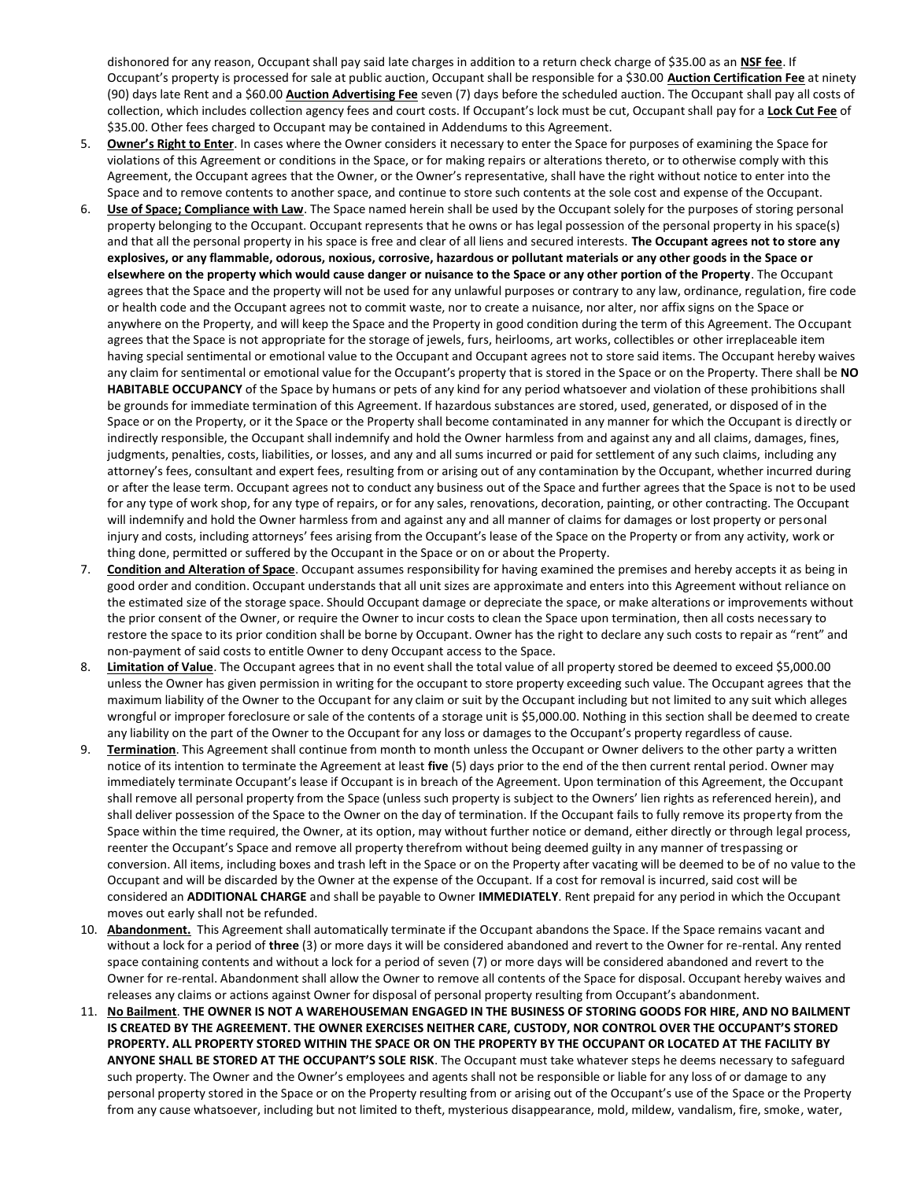dishonored for any reason, Occupant shall pay said late charges in addition to a return check charge of $35.00 as an **NSF fee**. If Occupant's property is processed for sale at public auction, Occupant shall be responsible for a $30.00 **Auction Certification Fee** at ninety (90) days late Rent and a $60.00 **Auction Advertising Fee** seven (7) days before the scheduled auction. The Occupant shall pay all costs of collection, which includes collection agency fees and court costs. If Occupant's lock must be cut, Occupant shall pay for a **Lock Cut Fee** of $35.00. Other fees charged to Occupant may be contained in Addendums to this Agreement.

5. **Owner's Right to Enter**. In cases where the Owner considers it necessary to enter the Space for purposes of examining the Space for violations of this Agreement or conditions in the Space, or for making repairs or alterations thereto, or to otherwise comply with this Agreement, the Occupant agrees that the Owner, or the Owner's representative, shall have the right without notice to enter into the Space and to remove contents to another space, and continue to store such contents at the sole cost and expense of the Occupant.
6. **Use of Space; Compliance with Law**. The Space named herein shall be used by the Occupant solely for the purposes of storing personal property belonging to the Occupant. Occupant represents that he owns or has legal possession of the personal property in his space(s) and that all the personal property in his space is free and clear of all liens and secured interests. **The Occupant agrees not to store any explosives, or any flammable, odorous, noxious, corrosive, hazardous or pollutant materials or any other goods in the Space or elsewhere on the property which would cause danger or nuisance to the Space or any other portion of the Property**. The Occupant agrees that the Space and the property will not be used for any unlawful purposes or contrary to any law, ordinance, regulation, fire code or health code and the Occupant agrees not to commit waste, nor to create a nuisance, nor alter, nor affix signs on the Space or anywhere on the Property, and will keep the Space and the Property in good condition during the term of this Agreement. The Occupant agrees that the Space is not appropriate for the storage of jewels, furs, heirlooms, art works, collectibles or other irreplaceable item having special sentimental or emotional value to the Occupant and Occupant agrees not to store said items. The Occupant hereby waives any claim for sentimental or emotional value for the Occupant's property that is stored in the Space or on the Property. There shall be **NO HABITABLE OCCUPANCY** of the Space by humans or pets of any kind for any period whatsoever and violation of these prohibitions shall be grounds for immediate termination of this Agreement. If hazardous substances are stored, used, generated, or disposed of in the Space or on the Property, or it the Space or the Property shall become contaminated in any manner for which the Occupant is directly or indirectly responsible, the Occupant shall indemnify and hold the Owner harmless from and against any and all claims, damages, fines, judgments, penalties, costs, liabilities, or losses, and any and all sums incurred or paid for settlement of any such claims, including any attorney's fees, consultant and expert fees, resulting from or arising out of any contamination by the Occupant, whether incurred during or after the lease term. Occupant agrees not to conduct any business out of the Space and further agrees that the Space is not to be used for any type of work shop, for any type of repairs, or for any sales, renovations, decoration, painting, or other contracting. The Occupant will indemnify and hold the Owner harmless from and against any and all manner of claims for damages or lost property or personal injury and costs, including attorneys' fees arising from the Occupant's lease of the Space on the Property or from any activity, work or thing done, permitted or suffered by the Occupant in the Space or on or about the Property.
7. **Condition and Alteration of Space**. Occupant assumes responsibility for having examined the premises and hereby accepts it as being in good order and condition. Occupant understands that all unit sizes are approximate and enters into this Agreement without reliance on the estimated size of the storage space. Should Occupant damage or depreciate the space, or make alterations or improvements without the prior consent of the Owner, or require the Owner to incur costs to clean the Space upon termination, then all costs necessary to restore the space to its prior condition shall be borne by Occupant. Owner has the right to declare any such costs to repair as "rent" and non-payment of said costs to entitle Owner to deny Occupant access to the Space.
8. **Limitation of Value**. The Occupant agrees that in no event shall the total value of all property stored be deemed to exceed $5,000.00 unless the Owner has given permission in writing for the occupant to store property exceeding such value. The Occupant agrees that the maximum liability of the Owner to the Occupant for any claim or suit by the Occupant including but not limited to any suit which alleges wrongful or improper foreclosure or sale of the contents of a storage unit is $5,000.00. Nothing in this section shall be deemed to create any liability on the part of the Owner to the Occupant for any loss or damages to the Occupant's property regardless of cause.
9. **Termination**. This Agreement shall continue from month to month unless the Occupant or Owner delivers to the other party a written notice of its intention to terminate the Agreement at least **five** (5) days prior to the end of the then current rental period. Owner may immediately terminate Occupant's lease if Occupant is in breach of the Agreement. Upon termination of this Agreement, the Occupant shall remove all personal property from the Space (unless such property is subject to the Owners' lien rights as referenced herein), and shall deliver possession of the Space to the Owner on the day of termination. If the Occupant fails to fully remove its property from the Space within the time required, the Owner, at its option, may without further notice or demand, either directly or through legal process, reenter the Occupant's Space and remove all property therefrom without being deemed guilty in any manner of trespassing or conversion. All items, including boxes and trash left in the Space or on the Property after vacating will be deemed to be of no value to the Occupant and will be discarded by the Owner at the expense of the Occupant. If a cost for removal is incurred, said cost will be considered an **ADDITIONAL CHARGE** and shall be payable to Owner **IMMEDIATELY**. Rent prepaid for any period in which the Occupant moves out early shall not be refunded.
10. **Abandonment.** This Agreement shall automatically terminate if the Occupant abandons the Space. If the Space remains vacant and without a lock for a period of **three** (3) or more days it will be considered abandoned and revert to the Owner for re-rental. Any rented space containing contents and without a lock for a period of seven (7) or more days will be considered abandoned and revert to the Owner for re-rental. Abandonment shall allow the Owner to remove all contents of the Space for disposal. Occupant hereby waives and releases any claims or actions against Owner for disposal of personal property resulting from Occupant's abandonment.
11. **No Bailment**. **THE OWNER IS NOT A WAREHOUSEMAN ENGAGED IN THE BUSINESS OF STORING GOODS FOR HIRE, AND NO BAILMENT IS CREATED BY THE AGREEMENT. THE OWNER EXERCISES NEITHER CARE, CUSTODY, NOR CONTROL OVER THE OCCUPANT'S STORED PROPERTY. ALL PROPERTY STORED WITHIN THE SPACE OR ON THE PROPERTY BY THE OCCUPANT OR LOCATED AT THE FACILITY BY ANYONE SHALL BE STORED AT THE OCCUPANT'S SOLE RISK**. The Occupant must take whatever steps he deems necessary to safeguard such property. The Owner and the Owner's employees and agents shall not be responsible or liable for any loss of or damage to any personal property stored in the Space or on the Property resulting from or arising out of the Occupant's use of the Space or the Property from any cause whatsoever, including but not limited to theft, mysterious disappearance, mold, mildew, vandalism, fire, smoke, water,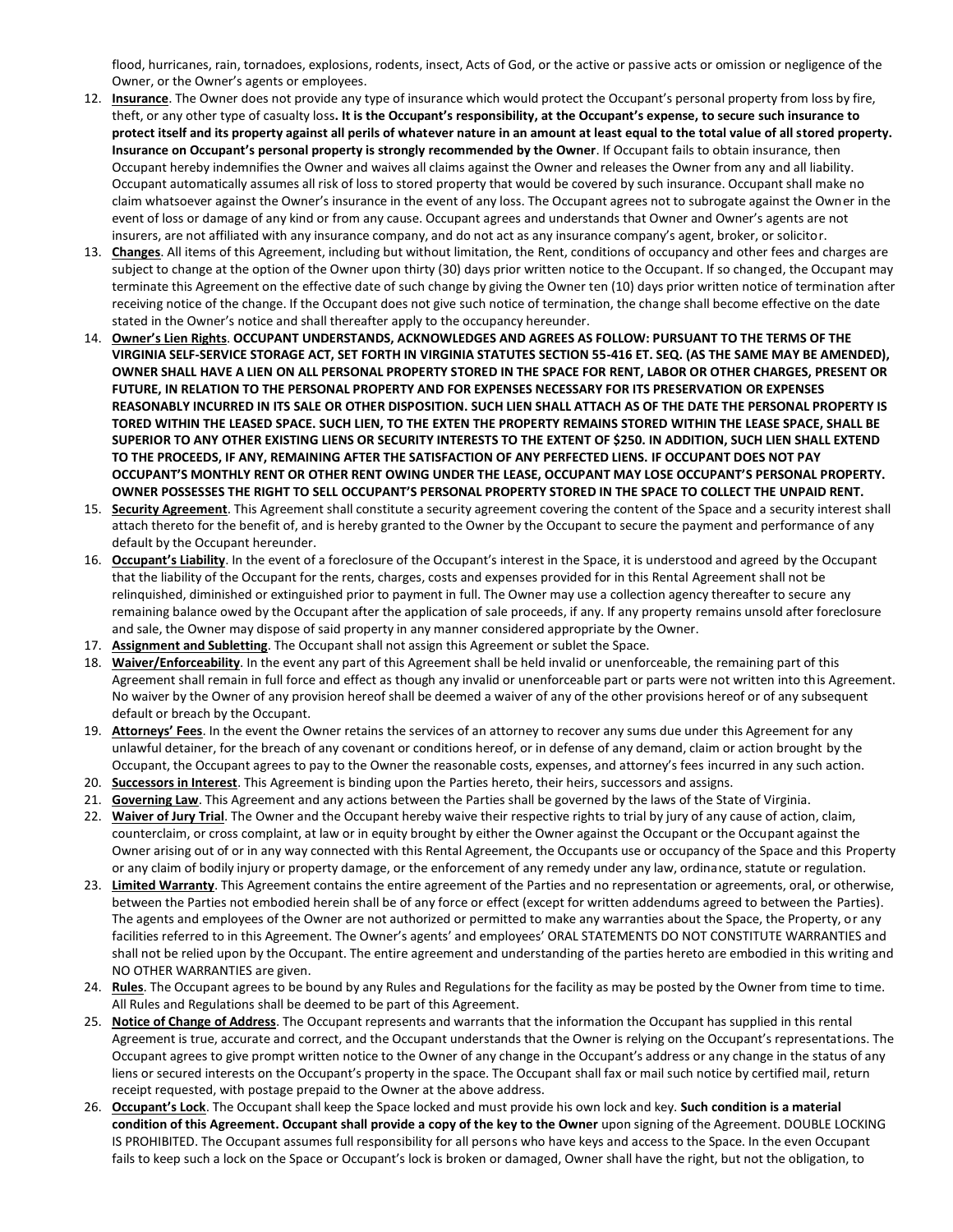flood, hurricanes, rain, tornadoes, explosions, rodents, insect, Acts of God, or the active or passive acts or omission or negligence of the Owner, or the Owner's agents or employees.

12. **Insurance**. The Owner does not provide any type of insurance which would protect the Occupant's personal property from loss by fire, theft, or any other type of casualty loss**. It is the Occupant's responsibility, at the Occupant's expense, to secure such insurance to protect itself and its property against all perils of whatever nature in an amount at least equal to the total value of all stored property. Insurance on Occupant's personal property is strongly recommended by the Owner**. If Occupant fails to obtain insurance, then Occupant hereby indemnifies the Owner and waives all claims against the Owner and releases the Owner from any and all liability. Occupant automatically assumes all risk of loss to stored property that would be covered by such insurance. Occupant shall make no claim whatsoever against the Owner's insurance in the event of any loss. The Occupant agrees not to subrogate against the Owner in the event of loss or damage of any kind or from any cause. Occupant agrees and understands that Owner and Owner's agents are not insurers, are not affiliated with any insurance company, and do not act as any insurance company's agent, broker, or solicitor.
13. **Changes**. All items of this Agreement, including but without limitation, the Rent, conditions of occupancy and other fees and charges are subject to change at the option of the Owner upon thirty (30) days prior written notice to the Occupant. If so changed, the Occupant may terminate this Agreement on the effective date of such change by giving the Owner ten (10) days prior written notice of termination after receiving notice of the change. If the Occupant does not give such notice of termination, the change shall become effective on the date stated in the Owner's notice and shall thereafter apply to the occupancy hereunder.
14. **Owner's Lien Rights**. **OCCUPANT UNDERSTANDS, ACKNOWLEDGES AND AGREES AS FOLLOW: PURSUANT TO THE TERMS OF THE VIRGINIA SELF-SERVICE STORAGE ACT, SET FORTH IN VIRGINIA STATUTES SECTION 55-416 ET. SEQ. (AS THE SAME MAY BE AMENDED), OWNER SHALL HAVE A LIEN ON ALL PERSONAL PROPERTY STORED IN THE SPACE FOR RENT, LABOR OR OTHER CHARGES, PRESENT OR FUTURE, IN RELATION TO THE PERSONAL PROPERTY AND FOR EXPENSES NECESSARY FOR ITS PRESERVATION OR EXPENSES REASONABLY INCURRED IN ITS SALE OR OTHER DISPOSITION. SUCH LIEN SHALL ATTACH AS OF THE DATE THE PERSONAL PROPERTY IS TORED WITHIN THE LEASED SPACE. SUCH LIEN, TO THE EXTEN THE PROPERTY REMAINS STORED WITHIN THE LEASE SPACE, SHALL BE SUPERIOR TO ANY OTHER EXISTING LIENS OR SECURITY INTERESTS TO THE EXTENT OF $250. IN ADDITION, SUCH LIEN SHALL EXTEND TO THE PROCEEDS, IF ANY, REMAINING AFTER THE SATISFACTION OF ANY PERFECTED LIENS. IF OCCUPANT DOES NOT PAY OCCUPANT'S MONTHLY RENT OR OTHER RENT OWING UNDER THE LEASE, OCCUPANT MAY LOSE OCCUPANT'S PERSONAL PROPERTY. OWNER POSSESSES THE RIGHT TO SELL OCCUPANT'S PERSONAL PROPERTY STORED IN THE SPACE TO COLLECT THE UNPAID RENT.**
15. **Security Agreement**. This Agreement shall constitute a security agreement covering the content of the Space and a security interest shall attach thereto for the benefit of, and is hereby granted to the Owner by the Occupant to secure the payment and performance of any default by the Occupant hereunder.
16. **Occupant's Liability**. In the event of a foreclosure of the Occupant's interest in the Space, it is understood and agreed by the Occupant that the liability of the Occupant for the rents, charges, costs and expenses provided for in this Rental Agreement shall not be relinquished, diminished or extinguished prior to payment in full. The Owner may use a collection agency thereafter to secure any remaining balance owed by the Occupant after the application of sale proceeds, if any. If any property remains unsold after foreclosure and sale, the Owner may dispose of said property in any manner considered appropriate by the Owner.
17. **Assignment and Subletting**. The Occupant shall not assign this Agreement or sublet the Space.
18. **Waiver/Enforceability**. In the event any part of this Agreement shall be held invalid or unenforceable, the remaining part of this Agreement shall remain in full force and effect as though any invalid or unenforceable part or parts were not written into this Agreement. No waiver by the Owner of any provision hereof shall be deemed a waiver of any of the other provisions hereof or of any subsequent default or breach by the Occupant.
19. **Attorneys' Fees**. In the event the Owner retains the services of an attorney to recover any sums due under this Agreement for any unlawful detainer, for the breach of any covenant or conditions hereof, or in defense of any demand, claim or action brought by the Occupant, the Occupant agrees to pay to the Owner the reasonable costs, expenses, and attorney's fees incurred in any such action.
20. **Successors in Interest**. This Agreement is binding upon the Parties hereto, their heirs, successors and assigns.
21. **Governing Law**. This Agreement and any actions between the Parties shall be governed by the laws of the State of Virginia.
22. **Waiver of Jury Trial**. The Owner and the Occupant hereby waive their respective rights to trial by jury of any cause of action, claim, counterclaim, or cross complaint, at law or in equity brought by either the Owner against the Occupant or the Occupant against the Owner arising out of or in any way connected with this Rental Agreement, the Occupants use or occupancy of the Space and this Property or any claim of bodily injury or property damage, or the enforcement of any remedy under any law, ordinance, statute or regulation.
23. **Limited Warranty**. This Agreement contains the entire agreement of the Parties and no representation or agreements, oral, or otherwise, between the Parties not embodied herein shall be of any force or effect (except for written addendums agreed to between the Parties). The agents and employees of the Owner are not authorized or permitted to make any warranties about the Space, the Property, or any facilities referred to in this Agreement. The Owner's agents' and employees' ORAL STATEMENTS DO NOT CONSTITUTE WARRANTIES and shall not be relied upon by the Occupant. The entire agreement and understanding of the parties hereto are embodied in this writing and NO OTHER WARRANTIES are given.
24. **Rules**. The Occupant agrees to be bound by any Rules and Regulations for the facility as may be posted by the Owner from time to time. All Rules and Regulations shall be deemed to be part of this Agreement.
25. **Notice of Change of Address**. The Occupant represents and warrants that the information the Occupant has supplied in this rental Agreement is true, accurate and correct, and the Occupant understands that the Owner is relying on the Occupant's representations. The Occupant agrees to give prompt written notice to the Owner of any change in the Occupant's address or any change in the status of any liens or secured interests on the Occupant's property in the space. The Occupant shall fax or mail such notice by certified mail, return receipt requested, with postage prepaid to the Owner at the above address.
26. **Occupant's Lock**. The Occupant shall keep the Space locked and must provide his own lock and key. **Such condition is a material condition of this Agreement. Occupant shall provide a copy of the key to the Owner** upon signing of the Agreement. DOUBLE LOCKING IS PROHIBITED. The Occupant assumes full responsibility for all persons who have keys and access to the Space. In the even Occupant fails to keep such a lock on the Space or Occupant's lock is broken or damaged, Owner shall have the right, but not the obligation, to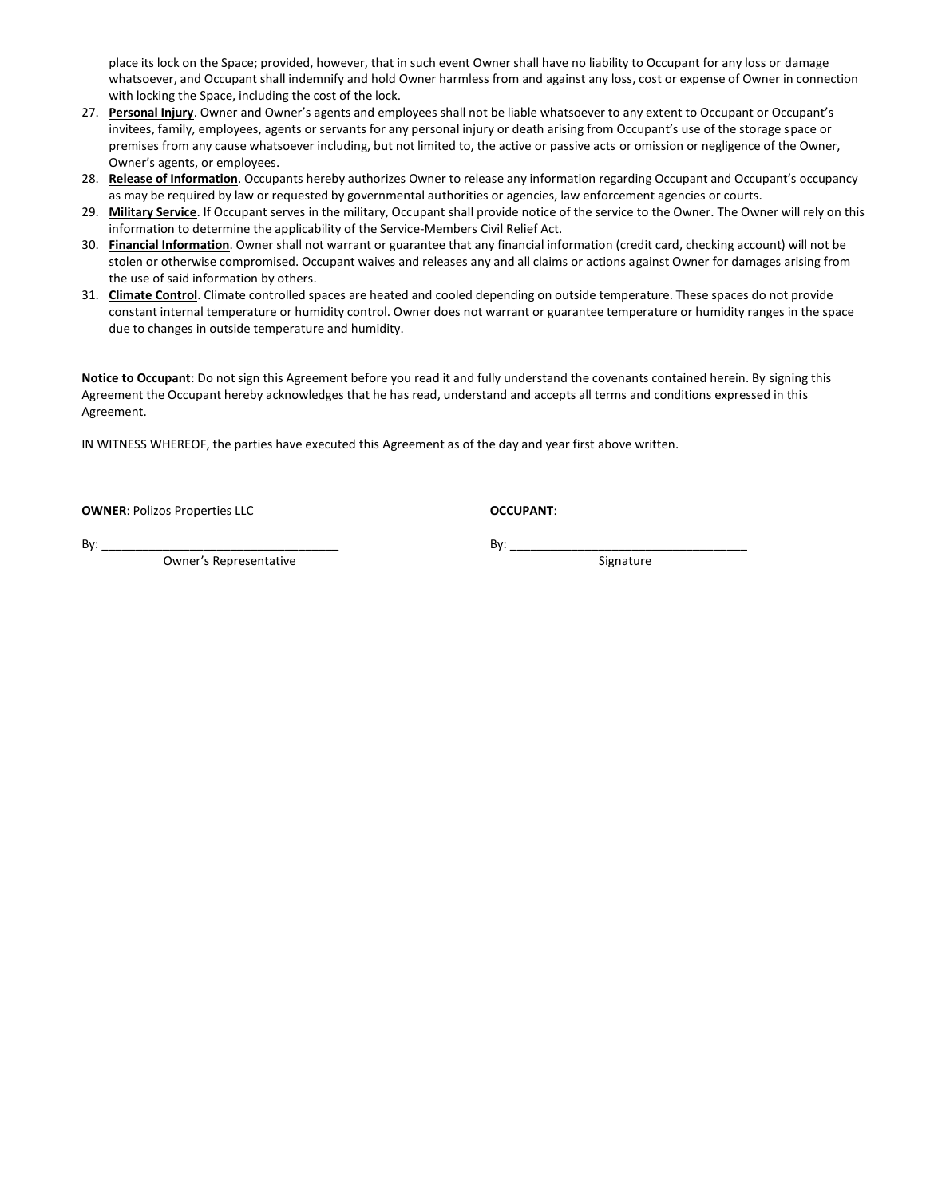place its lock on the Space; provided, however, that in such event Owner shall have no liability to Occupant for any loss or damage whatsoever, and Occupant shall indemnify and hold Owner harmless from and against any loss, cost or expense of Owner in connection with locking the Space, including the cost of the lock.

27. **Personal Injury**. Owner and Owner's agents and employees shall not be liable whatsoever to any extent to Occupant or Occupant's invitees, family, employees, agents or servants for any personal injury or death arising from Occupant's use of the storage space or premises from any cause whatsoever including, but not limited to, the active or passive acts or omission or negligence of the Owner, Owner's agents, or employees.
28. **Release of Information**. Occupants hereby authorizes Owner to release any information regarding Occupant and Occupant's occupancy as may be required by law or requested by governmental authorities or agencies, law enforcement agencies or courts.
29. **Military Service**. If Occupant serves in the military, Occupant shall provide notice of the service to the Owner. The Owner will rely on this information to determine the applicability of the Service-Members Civil Relief Act.
30. **Financial Information**. Owner shall not warrant or guarantee that any financial information (credit card, checking account) will not be stolen or otherwise compromised. Occupant waives and releases any and all claims or actions against Owner for damages arising from the use of said information by others.
31. **Climate Control**. Climate controlled spaces are heated and cooled depending on outside temperature. These spaces do not provide constant internal temperature or humidity control. Owner does not warrant or guarantee temperature or humidity ranges in the space due to changes in outside temperature and humidity.

**Notice to Occupant**: Do not sign this Agreement before you read it and fully understand the covenants contained herein. By signing this Agreement the Occupant hereby acknowledges that he has read, understand and accepts all terms and conditions expressed in this Agreement.

IN WITNESS WHEREOF, the parties have executed this Agreement as of the day and year first above written.

**OWNER**: Polizos Properties LLC

By: ___________________________________

Owner's Representative

**OCCUPANT**:

By: ___________________________________

Signature